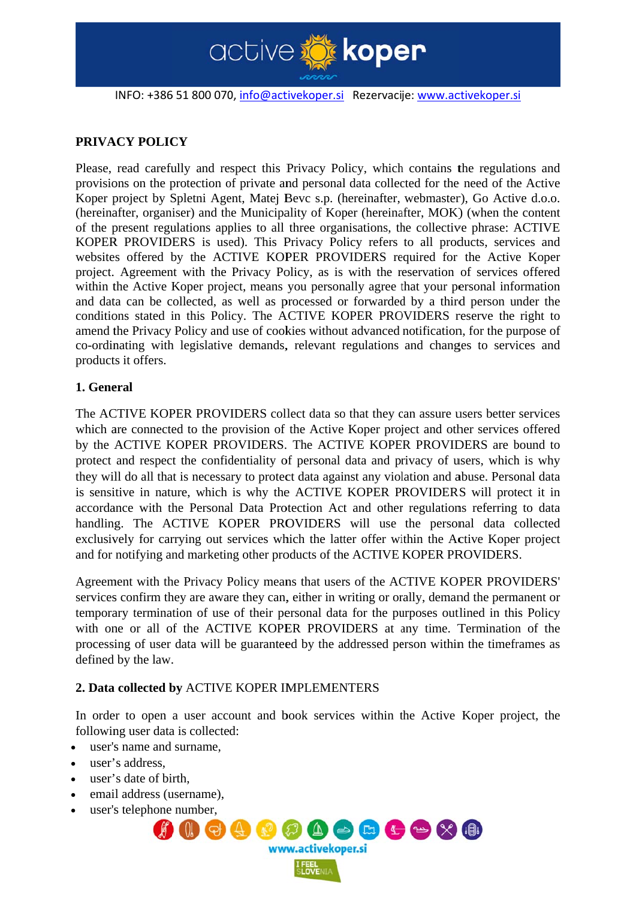INFO: +386 51 800 070, info@activekoper.si Rezervacije: www.activekoper.si

## PRIVACY POLICY

Please, read carefully and respect this Privacy Policy, which contains the regulations and provisions on the protection of private and personal data collected for the need of the Active Koper project by Spletni Agent, Matej Bevc s.p. (hereinafter, webmaster), Go Active d.o.o. (hereinafter, organiser) and the Municipality of Koper (hereinafter, MOK) (when the content of the present regulations applies to all three organisations, the collective phrase: ACTIVE KOPER PROVIDERS is used). This Privacy Policy refers to all products, services and websites offered by the ACTIVE KOPER PROVIDERS required for the Active Koper project. Agreement with the Privacy Policy, as is with the reservation of services offered within the Active Koper project, means you personally agree that your personal information and data can be collected, as well as processed or forwarded by a third person under the conditions stated in this Policy. The ACTIVE KOPER PROVIDERS reserve the right to amend the Privacy Policy and use of cookies without advanced notification, for the purpose of co-ordinating with legislative demands, relevant regulations and changes to services and products it offers.

### 1. General

The ACTIVE KOPER PROVIDERS collect data so that they can assure users better services which are connected to the provision of the Active Koper project and other services offered by the ACTIVE KOPER PROVIDERS. The ACTIVE KOPER PROVIDERS are bound to protect and respect the confidentiality of personal data and privacy of users, which is why they will do all that is necessary to protect data against any violation and abuse. Personal data is sensitive in nature, which is why the ACTIVE KOPER PROVIDERS will protect it in accordance with the Personal Data Protection Act and other regulations referring to data handling. The ACTIVE KOPER PROVIDERS will use the personal data collected exclusively for carrying out services which the latter offer within the Active Koper project and for notifying and marketing other products of the ACTIVE KOPER PROVIDERS.

Agreement with the Privacy Policy means that users of the ACTIVE KOPER PROVIDERS' services confirm they are aware they can, either in writing or orally, demand the permanent or temporary termination of use of their personal data for the purposes outlined in this Policy with one or all of the ACTIVE KOPER PROVIDERS at any time. Termination of the processing of user data will be guaranteed by the addressed person within the timeframes as defined by the law.

### 2. Data collected by ACTIVE KOPER IMPLEMENTERS

In order to open a user account and book services within the Active Koper project, the following user data is collected:

- user's name and surname,
- user's address,
- user's date of birth,
- email address (username),
- user's telephone number,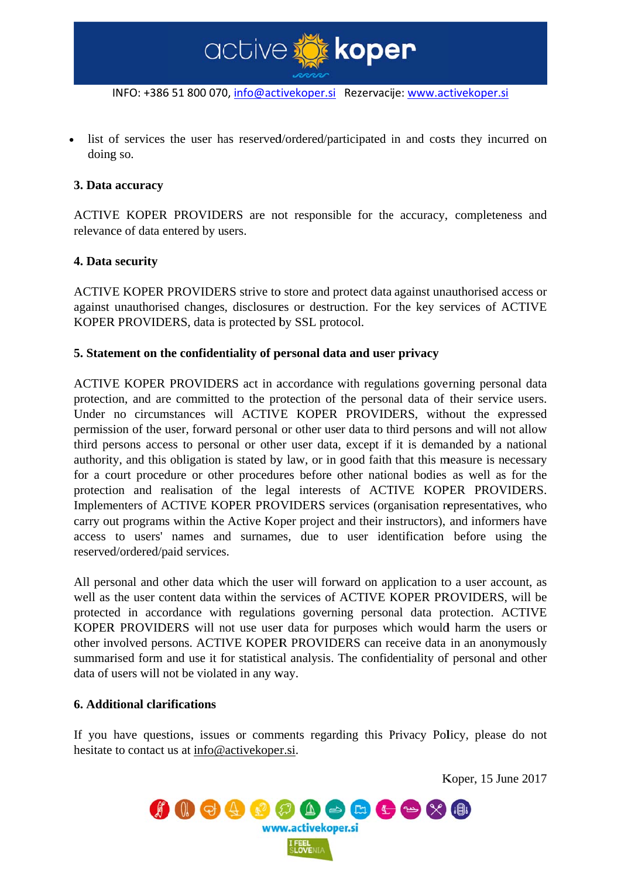- list of services the user has reserved/ordered/participated in and costs they incurred on doing so.

## 3. Data accuracy

ACTIVE KOPER PROVIDERS are not responsible for the accuracy, completeness and relevance of data entered by users.

## 4. Data security

ACTIVE KOPER PROVIDERS strive to store and protect data against unauthorised access or against unauthorised changes, disclosures or destruction. For the key services of ACTIVE KOPER PROVIDERS, data is protected by SSL protocol.

## 5. Statement on the confidentiality of personal data and user privacy

ACTIVE KOPER PROVIDERS act in accordance with regulations governing personal data protection, and are committed to the protection of the personal data of their service users. Under no circumstances will ACTIVE KOPER PROVIDERS, without the expressed permission of the user, forward personal or other user data to third persons and will not allow third persons access to personal or other user data, except if it is demanded by a national authority, and this obligation is stated by law, or in good faith that this measure is necessary for a court procedure or other procedures before other national bodies as well as for the protection and realisation of the legal interests of ACTIVE KOPER PROVIDERS. Implementers of ACTIVE KOPER PROVIDERS services (organisation representatives, who carry out programs within the Active Koper project and their instructors), and informers have access to users' names and surnames, due to user identification before using the reserved/ordered/paid services.

All personal and other data which the user will forward on application to a user account, as well as the user content data within the services of ACTIVE KOPER PROVIDERS, will be protected in accordance with regulations governing personal data protection. ACTIVE KOPER PROVIDERS will not use user data for purposes which would harm the users or other involved persons. ACTIVE KOPER PROVIDERS can receive data in an anonymously summarised form and use it for statistical analysis. The confidentiality of personal and other data of users will not be violated in any way.

## 6. Additional clarifications

If you have questions, issues or comments regarding this Privacy Policy, please do not hesitate to contact us at info@activekoper.si.

Koper, 15 June 2017